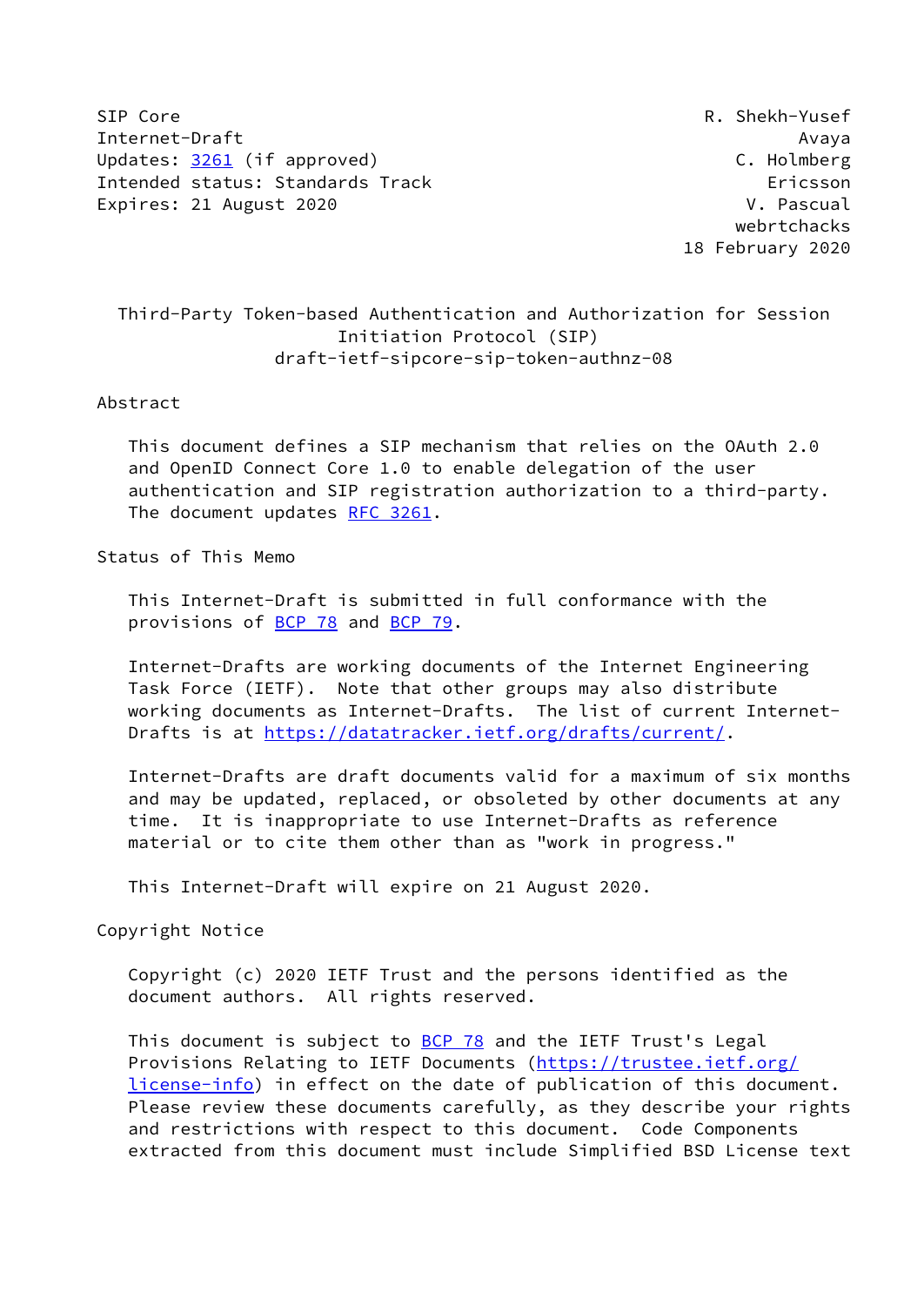SIP Core R. Shekh-Yusef
Internet-Draft Avaya
Updates: 3261 (if approved) C. Holmberg
Intended status: Standards Track Ericsson
Expires: 21 August 2020 V. Pascual
webrtchacks
18 February 2020

# Third-Party Token-based Authentication and Authorization for Session Initiation Protocol (SIP)

draft-ietf-sipcore-sip-token-authnz-08

## Abstract

This document defines a SIP mechanism that relies on the OAuth 2.0 and OpenID Connect Core 1.0 to enable delegation of the user authentication and SIP registration authorization to a third-party. The document updates RFC 3261.

## Status of This Memo

This Internet-Draft is submitted in full conformance with the provisions of BCP 78 and BCP 79.

Internet-Drafts are working documents of the Internet Engineering Task Force (IETF). Note that other groups may also distribute working documents as Internet-Drafts. The list of current Internet-Drafts is at https://datatracker.ietf.org/drafts/current/.

Internet-Drafts are draft documents valid for a maximum of six months and may be updated, replaced, or obsoleted by other documents at any time. It is inappropriate to use Internet-Drafts as reference material or to cite them other than as "work in progress."

This Internet-Draft will expire on 21 August 2020.

## Copyright Notice

Copyright (c) 2020 IETF Trust and the persons identified as the document authors. All rights reserved.

This document is subject to BCP 78 and the IETF Trust's Legal Provisions Relating to IETF Documents (https://trustee.ietf.org/license-info) in effect on the date of publication of this document. Please review these documents carefully, as they describe your rights and restrictions with respect to this document. Code Components extracted from this document must include Simplified BSD License text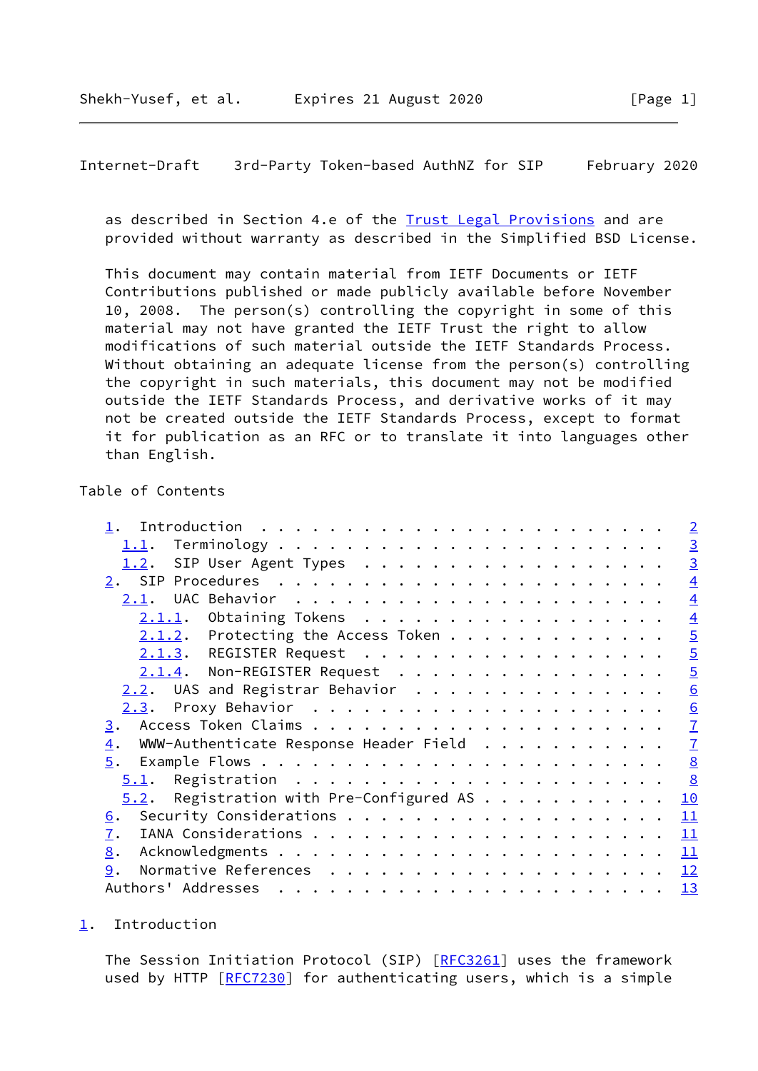as described in Section 4.e of the Trust Legal Provisions and are provided without warranty as described in the Simplified BSD License.

This document may contain material from IETF Documents or IETF Contributions published or made publicly available before November 10, 2008. The person(s) controlling the copyright in some of this material may not have granted the IETF Trust the right to allow modifications of such material outside the IETF Standards Process. Without obtaining an adequate license from the person(s) controlling the copyright in such materials, this document may not be modified outside the IETF Standards Process, and derivative works of it may not be created outside the IETF Standards Process, except to format it for publication as an RFC or to translate it into languages other than English.

## Table of Contents

```
   1.  Introduction . . . . . . . . . . . . . . . . . . . . . . . .   2
     1.1.  Terminology . . . . . . . . . . . . . . . . . . . . . . .   3
     1.2.  SIP User Agent Types  . . . . . . . . . . . . . . . . . .   3
   2.  SIP Procedures  . . . . . . . . . . . . . . . . . . . . . . .   4
     2.1.  UAC Behavior  . . . . . . . . . . . . . . . . . . . . . .   4
       2.1.1.  Obtaining Tokens  . . . . . . . . . . . . . . . . . .   4
       2.1.2.  Protecting the Access Token . . . . . . . . . . . . .   5
       2.1.3.  REGISTER Request  . . . . . . . . . . . . . . . . . .   5
       2.1.4.  Non-REGISTER Request  . . . . . . . . . . . . . . . .   5
     2.2.  UAS and Registrar Behavior  . . . . . . . . . . . . . . .   6
     2.3.  Proxy Behavior  . . . . . . . . . . . . . . . . . . . . .   6
   3.  Access Token Claims . . . . . . . . . . . . . . . . . . . . .   7
   4.  WWW-Authenticate Response Header Field  . . . . . . . . . . .   7
   5.  Example Flows . . . . . . . . . . . . . . . . . . . . . . . .   8
     5.1.  Registration  . . . . . . . . . . . . . . . . . . . . . .   8
     5.2.  Registration with Pre-Configured AS . . . . . . . . . . .  10
   6.  Security Considerations . . . . . . . . . . . . . . . . . . .  11
   7.  IANA Considerations . . . . . . . . . . . . . . . . . . . . .  11
   8.  Acknowledgments . . . . . . . . . . . . . . . . . . . . . . .  11
   9.  Normative References  . . . . . . . . . . . . . . . . . . . .  12
   Authors' Addresses  . . . . . . . . . . . . . . . . . . . . . . .  13
```

## 1. Introduction

The Session Initiation Protocol (SIP) [RFC3261] uses the framework used by HTTP [RFC7230] for authenticating users, which is a simple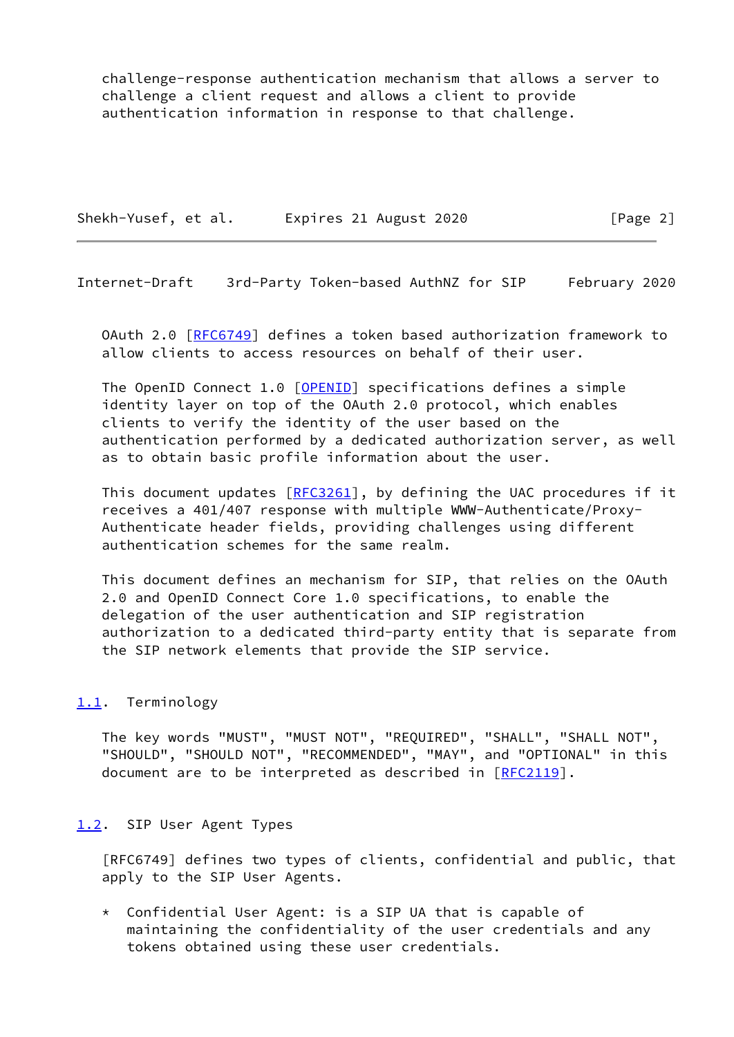challenge-response authentication mechanism that allows a server to challenge a client request and allows a client to provide authentication information in response to that challenge.

OAuth 2.0 [RFC6749] defines a token based authorization framework to allow clients to access resources on behalf of their user.

The OpenID Connect 1.0 [OPENID] specifications defines a simple identity layer on top of the OAuth 2.0 protocol, which enables clients to verify the identity of the user based on the authentication performed by a dedicated authorization server, as well as to obtain basic profile information about the user.

This document updates [RFC3261], by defining the UAC procedures if it receives a 401/407 response with multiple WWW-Authenticate/Proxy-Authenticate header fields, providing challenges using different authentication schemes for the same realm.

This document defines an mechanism for SIP, that relies on the OAuth 2.0 and OpenID Connect Core 1.0 specifications, to enable the delegation of the user authentication and SIP registration authorization to a dedicated third-party entity that is separate from the SIP network elements that provide the SIP service.

## 1.1. Terminology

The key words "MUST", "MUST NOT", "REQUIRED", "SHALL", "SHALL NOT", "SHOULD", "SHOULD NOT", "RECOMMENDED", "MAY", and "OPTIONAL" in this document are to be interpreted as described in [RFC2119].

## 1.2. SIP User Agent Types

[RFC6749] defines two types of clients, confidential and public, that apply to the SIP User Agents.

* Confidential User Agent: is a SIP UA that is capable of maintaining the confidentiality of the user credentials and any tokens obtained using these user credentials.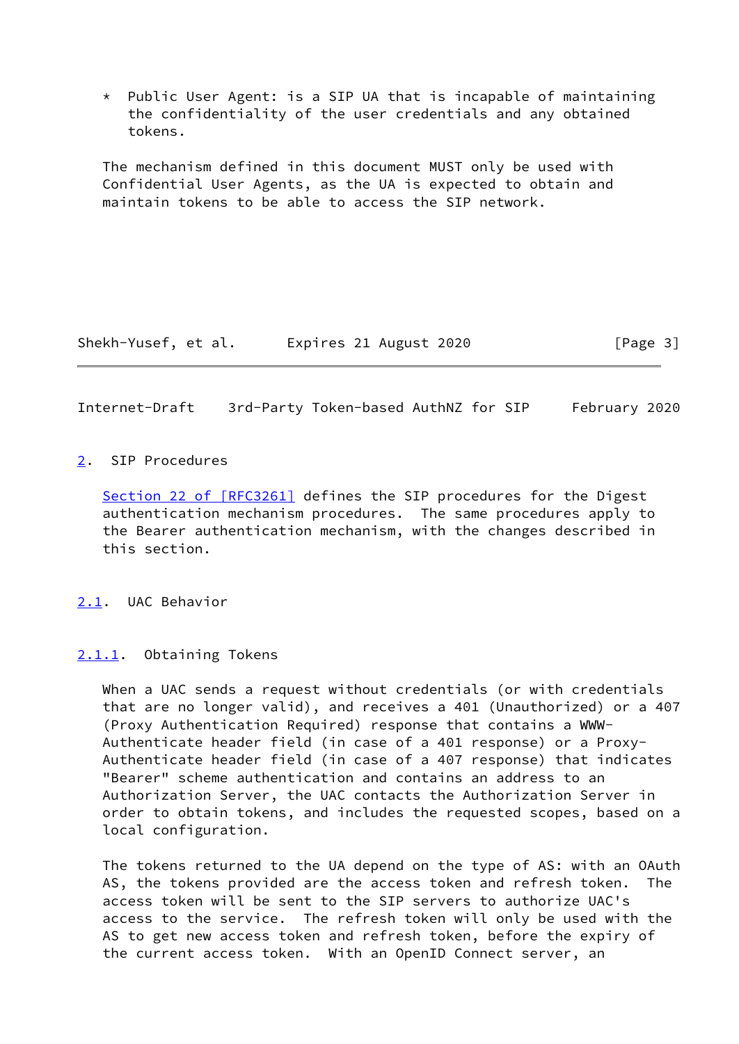* Public User Agent: is a SIP UA that is incapable of maintaining the confidentiality of the user credentials and any obtained tokens.

The mechanism defined in this document MUST only be used with Confidential User Agents, as the UA is expected to obtain and maintain tokens to be able to access the SIP network.

## 2. SIP Procedures

Section 22 of [RFC3261] defines the SIP procedures for the Digest authentication mechanism procedures. The same procedures apply to the Bearer authentication mechanism, with the changes described in this section.

### 2.1. UAC Behavior

#### 2.1.1. Obtaining Tokens

When a UAC sends a request without credentials (or with credentials that are no longer valid), and receives a 401 (Unauthorized) or a 407 (Proxy Authentication Required) response that contains a WWW-Authenticate header field (in case of a 401 response) or a Proxy-Authenticate header field (in case of a 407 response) that indicates "Bearer" scheme authentication and contains an address to an Authorization Server, the UAC contacts the Authorization Server in order to obtain tokens, and includes the requested scopes, based on a local configuration.

The tokens returned to the UA depend on the type of AS: with an OAuth AS, the tokens provided are the access token and refresh token. The access token will be sent to the SIP servers to authorize UAC's access to the service. The refresh token will only be used with the AS to get new access token and refresh token, before the expiry of the current access token. With an OpenID Connect server, an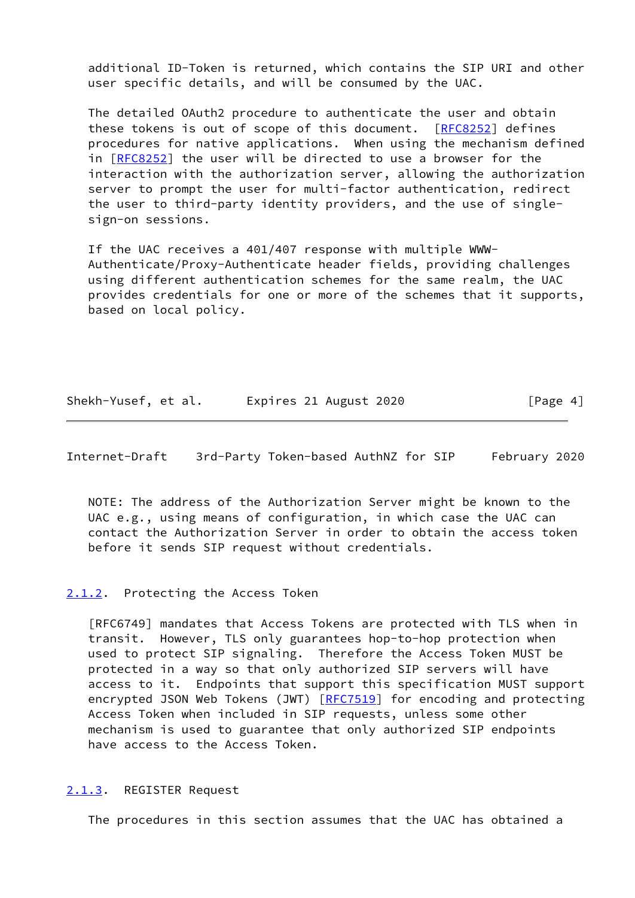additional ID-Token is returned, which contains the SIP URI and other user specific details, and will be consumed by the UAC.

The detailed OAuth2 procedure to authenticate the user and obtain these tokens is out of scope of this document. [RFC8252] defines procedures for native applications. When using the mechanism defined in [RFC8252] the user will be directed to use a browser for the interaction with the authorization server, allowing the authorization server to prompt the user for multi-factor authentication, redirect the user to third-party identity providers, and the use of single-sign-on sessions.

If the UAC receives a 401/407 response with multiple WWW-Authenticate/Proxy-Authenticate header fields, providing challenges using different authentication schemes for the same realm, the UAC provides credentials for one or more of the schemes that it supports, based on local policy.

NOTE: The address of the Authorization Server might be known to the UAC e.g., using means of configuration, in which case the UAC can contact the Authorization Server in order to obtain the access token before it sends SIP request without credentials.

### 2.1.2. Protecting the Access Token

[RFC6749] mandates that Access Tokens are protected with TLS when in transit. However, TLS only guarantees hop-to-hop protection when used to protect SIP signaling. Therefore the Access Token MUST be protected in a way so that only authorized SIP servers will have access to it. Endpoints that support this specification MUST support encrypted JSON Web Tokens (JWT) [RFC7519] for encoding and protecting Access Token when included in SIP requests, unless some other mechanism is used to guarantee that only authorized SIP endpoints have access to the Access Token.

### 2.1.3. REGISTER Request

The procedures in this section assumes that the UAC has obtained a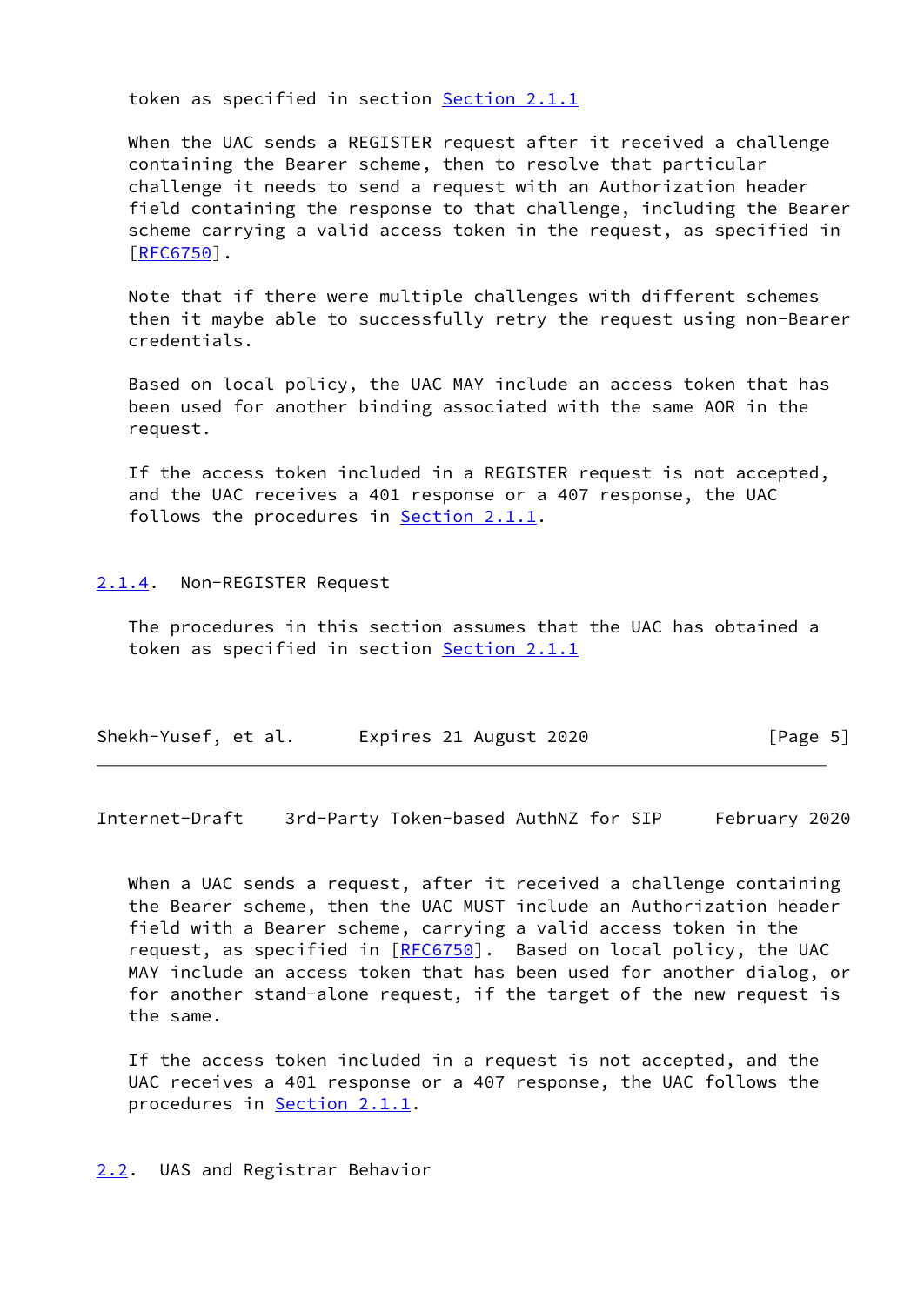token as specified in section Section 2.1.1

When the UAC sends a REGISTER request after it received a challenge containing the Bearer scheme, then to resolve that particular challenge it needs to send a request with an Authorization header field containing the response to that challenge, including the Bearer scheme carrying a valid access token in the request, as specified in [RFC6750].

Note that if there were multiple challenges with different schemes then it maybe able to successfully retry the request using non-Bearer credentials.

Based on local policy, the UAC MAY include an access token that has been used for another binding associated with the same AOR in the request.

If the access token included in a REGISTER request is not accepted, and the UAC receives a 401 response or a 407 response, the UAC follows the procedures in Section 2.1.1.

### 2.1.4. Non-REGISTER Request

The procedures in this section assumes that the UAC has obtained a token as specified in section Section 2.1.1

When a UAC sends a request, after it received a challenge containing the Bearer scheme, then the UAC MUST include an Authorization header field with a Bearer scheme, carrying a valid access token in the request, as specified in [RFC6750]. Based on local policy, the UAC MAY include an access token that has been used for another dialog, or for another stand-alone request, if the target of the new request is the same.

If the access token included in a request is not accepted, and the UAC receives a 401 response or a 407 response, the UAC follows the procedures in Section 2.1.1.

## 2.2. UAS and Registrar Behavior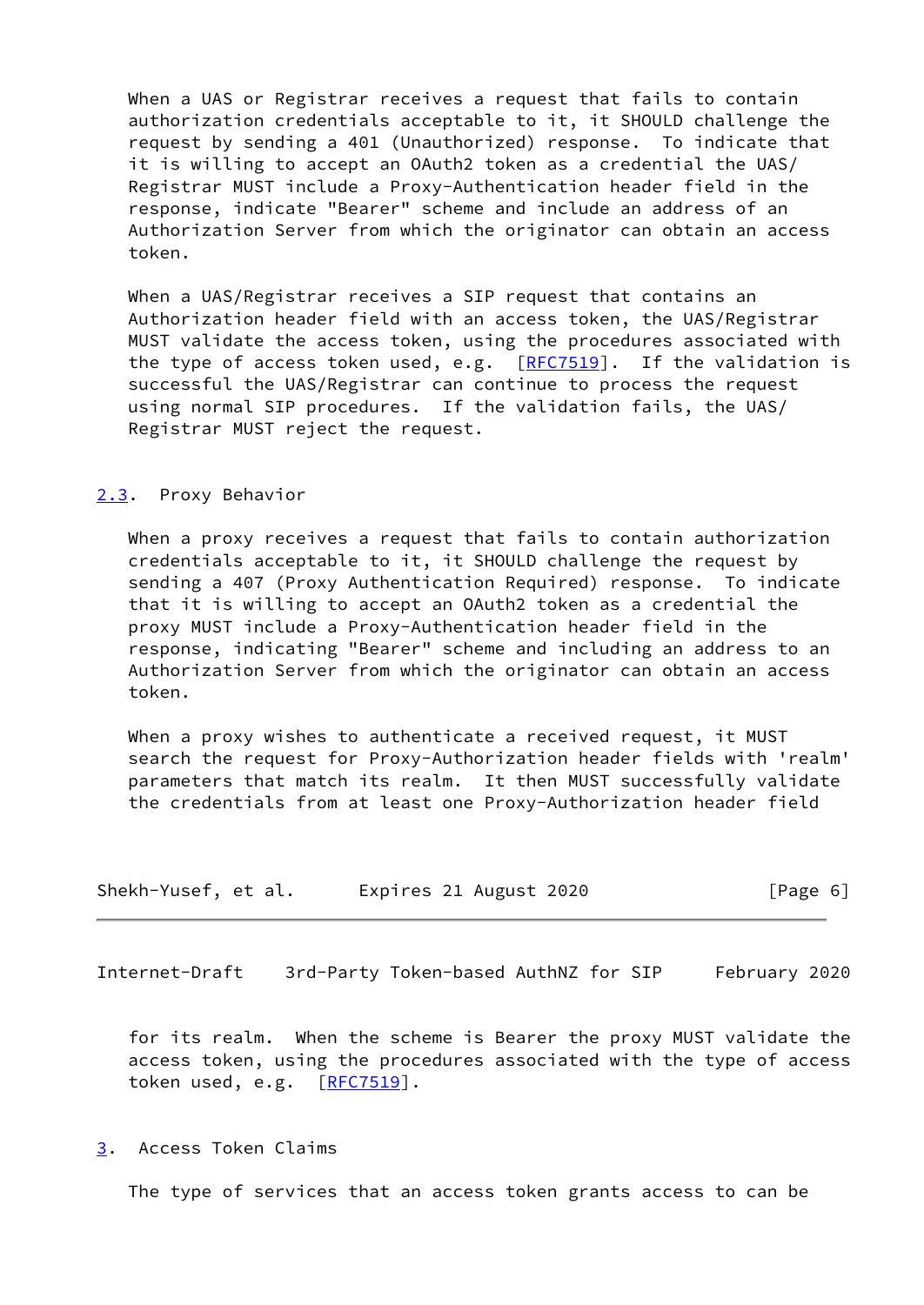When a UAS or Registrar receives a request that fails to contain authorization credentials acceptable to it, it SHOULD challenge the request by sending a 401 (Unauthorized) response. To indicate that it is willing to accept an OAuth2 token as a credential the UAS/Registrar MUST include a Proxy-Authentication header field in the response, indicate "Bearer" scheme and include an address of an Authorization Server from which the originator can obtain an access token.

When a UAS/Registrar receives a SIP request that contains an Authorization header field with an access token, the UAS/Registrar MUST validate the access token, using the procedures associated with the type of access token used, e.g. [RFC7519]. If the validation is successful the UAS/Registrar can continue to process the request using normal SIP procedures. If the validation fails, the UAS/Registrar MUST reject the request.

### 2.3. Proxy Behavior

When a proxy receives a request that fails to contain authorization credentials acceptable to it, it SHOULD challenge the request by sending a 407 (Proxy Authentication Required) response. To indicate that it is willing to accept an OAuth2 token as a credential the proxy MUST include a Proxy-Authentication header field in the response, indicating "Bearer" scheme and including an address to an Authorization Server from which the originator can obtain an access token.

When a proxy wishes to authenticate a received request, it MUST search the request for Proxy-Authorization header fields with 'realm' parameters that match its realm. It then MUST successfully validate the credentials from at least one Proxy-Authorization header field for its realm. When the scheme is Bearer the proxy MUST validate the access token, using the procedures associated with the type of access token used, e.g. [RFC7519].

## 3. Access Token Claims

The type of services that an access token grants access to can be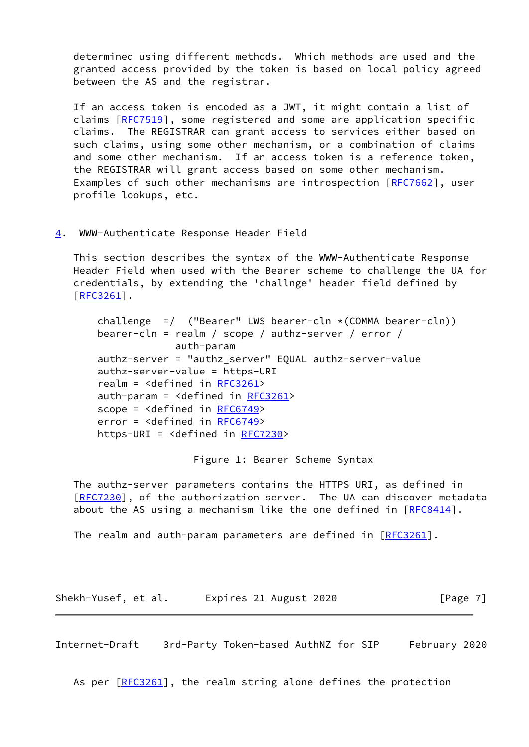determined using different methods. Which methods are used and the granted access provided by the token is based on local policy agreed between the AS and the registrar.

If an access token is encoded as a JWT, it might contain a list of claims [RFC7519], some registered and some are application specific claims. The REGISTRAR can grant access to services either based on such claims, using some other mechanism, or a combination of claims and some other mechanism. If an access token is a reference token, the REGISTRAR will grant access based on some other mechanism. Examples of such other mechanisms are introspection [RFC7662], user profile lookups, etc.

## 4. WWW-Authenticate Response Header Field

This section describes the syntax of the WWW-Authenticate Response Header Field when used with the Bearer scheme to challenge the UA for credentials, by extending the 'challnge' header field defined by [RFC3261].

```
challenge  =/  ("Bearer" LWS bearer-cln *(COMMA bearer-cln))
bearer-cln = realm / scope / authz-server / error /
             auth-param
authz-server = "authz_server" EQUAL authz-server-value
authz-server-value = https-URI
realm = <defined in RFC3261>
auth-param = <defined in RFC3261>
scope = <defined in RFC6749>
error = <defined in RFC6749>
https-URI = <defined in RFC7230>
```

Figure 1: Bearer Scheme Syntax

The authz-server parameters contains the HTTPS URI, as defined in [RFC7230], of the authorization server. The UA can discover metadata about the AS using a mechanism like the one defined in [RFC8414].

The realm and auth-param parameters are defined in [RFC3261].

As per [RFC3261], the realm string alone defines the protection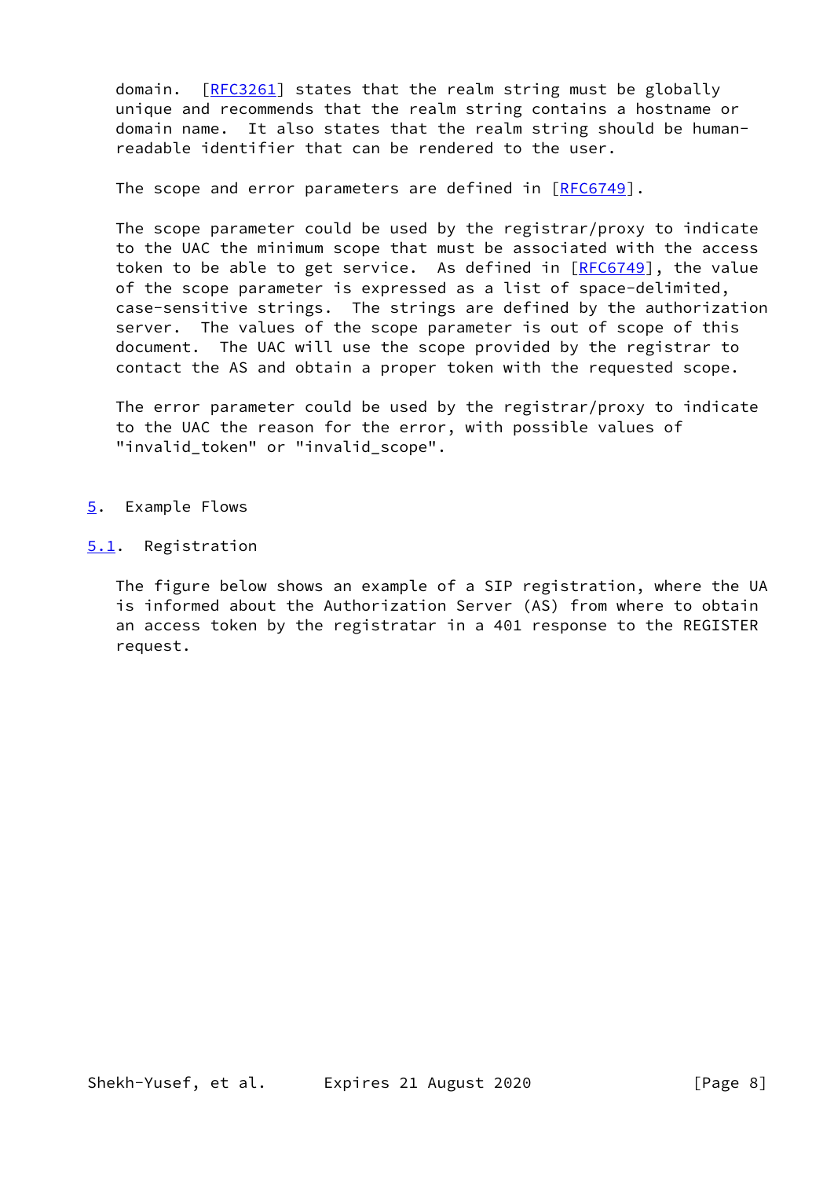domain. [RFC3261] states that the realm string must be globally unique and recommends that the realm string contains a hostname or domain name. It also states that the realm string should be human-readable identifier that can be rendered to the user.

The scope and error parameters are defined in [RFC6749].

The scope parameter could be used by the registrar/proxy to indicate to the UAC the minimum scope that must be associated with the access token to be able to get service. As defined in [RFC6749], the value of the scope parameter is expressed as a list of space-delimited, case-sensitive strings. The strings are defined by the authorization server. The values of the scope parameter is out of scope of this document. The UAC will use the scope provided by the registrar to contact the AS and obtain a proper token with the requested scope.

The error parameter could be used by the registrar/proxy to indicate to the UAC the reason for the error, with possible values of "invalid_token" or "invalid_scope".

## 5. Example Flows

### 5.1. Registration

The figure below shows an example of a SIP registration, where the UA is informed about the Authorization Server (AS) from where to obtain an access token by the registratar in a 401 response to the REGISTER request.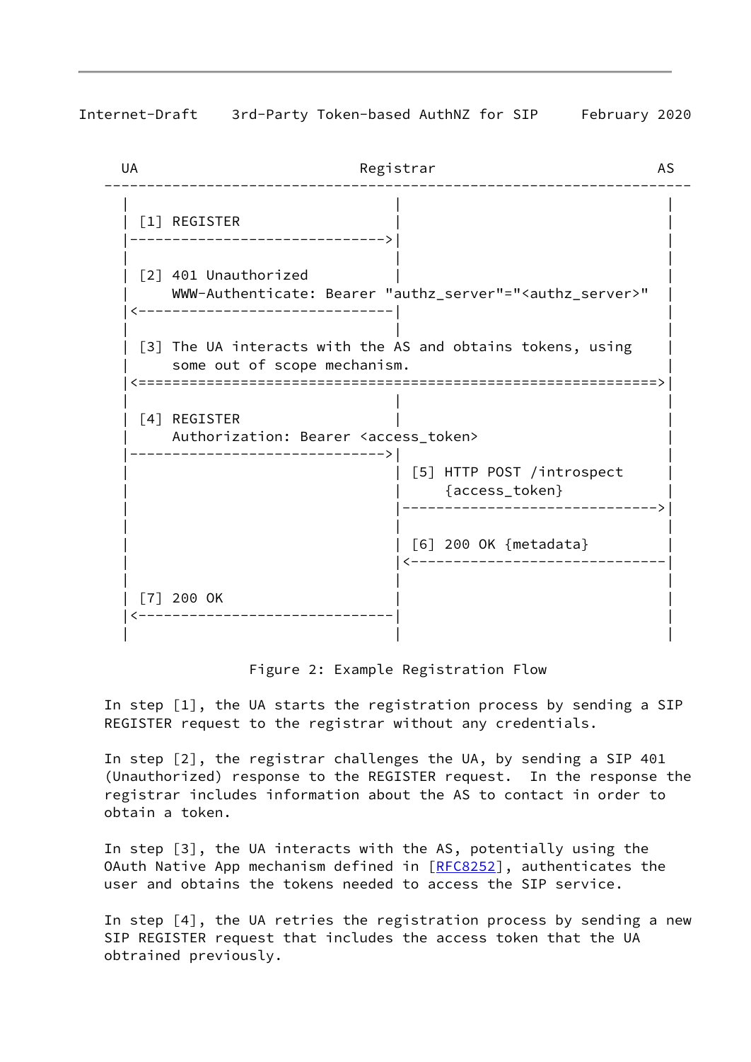```
   UA                         Registrar                          AS
---------------------------------------------------------------------
   |                              |                               |
   | [1] REGISTER                 |                               |
   |----------------------------->|                               |
   |                              |                               |
   | [2] 401 Unauthorized         |                               |
   |     WWW-Authenticate: Bearer "authz_server"="<authz_server>"  |
   |<-----------------------------|                               |
   |                              |                               |
   | [3] The UA interacts with the AS and obtains tokens, using   |
   |     some out of scope mechanism.                             |
   |<=============================================================>|
   |                              |                               |
   | [4] REGISTER                 |                               |
   |     Authorization: Bearer <access_token>                     |
   |----------------------------->|                               |
   |                              | [5] HTTP POST /introspect     |
   |                              |     {access_token}            |
   |                              |------------------------------>|
   |                              |                               |
   |                              | [6] 200 OK {metadata}         |
   |                              |<------------------------------|
   |                              |                               |
   | [7] 200 OK                   |                               |
   |<-----------------------------|                               |
   |                              |                               |
```

Figure 2: Example Registration Flow

In step [1], the UA starts the registration process by sending a SIP REGISTER request to the registrar without any credentials.

In step [2], the registrar challenges the UA, by sending a SIP 401 (Unauthorized) response to the REGISTER request. In the response the registrar includes information about the AS to contact in order to obtain a token.

In step [3], the UA interacts with the AS, potentially using the OAuth Native App mechanism defined in [RFC8252], authenticates the user and obtains the tokens needed to access the SIP service.

In step [4], the UA retries the registration process by sending a new SIP REGISTER request that includes the access token that the UA obtrained previously.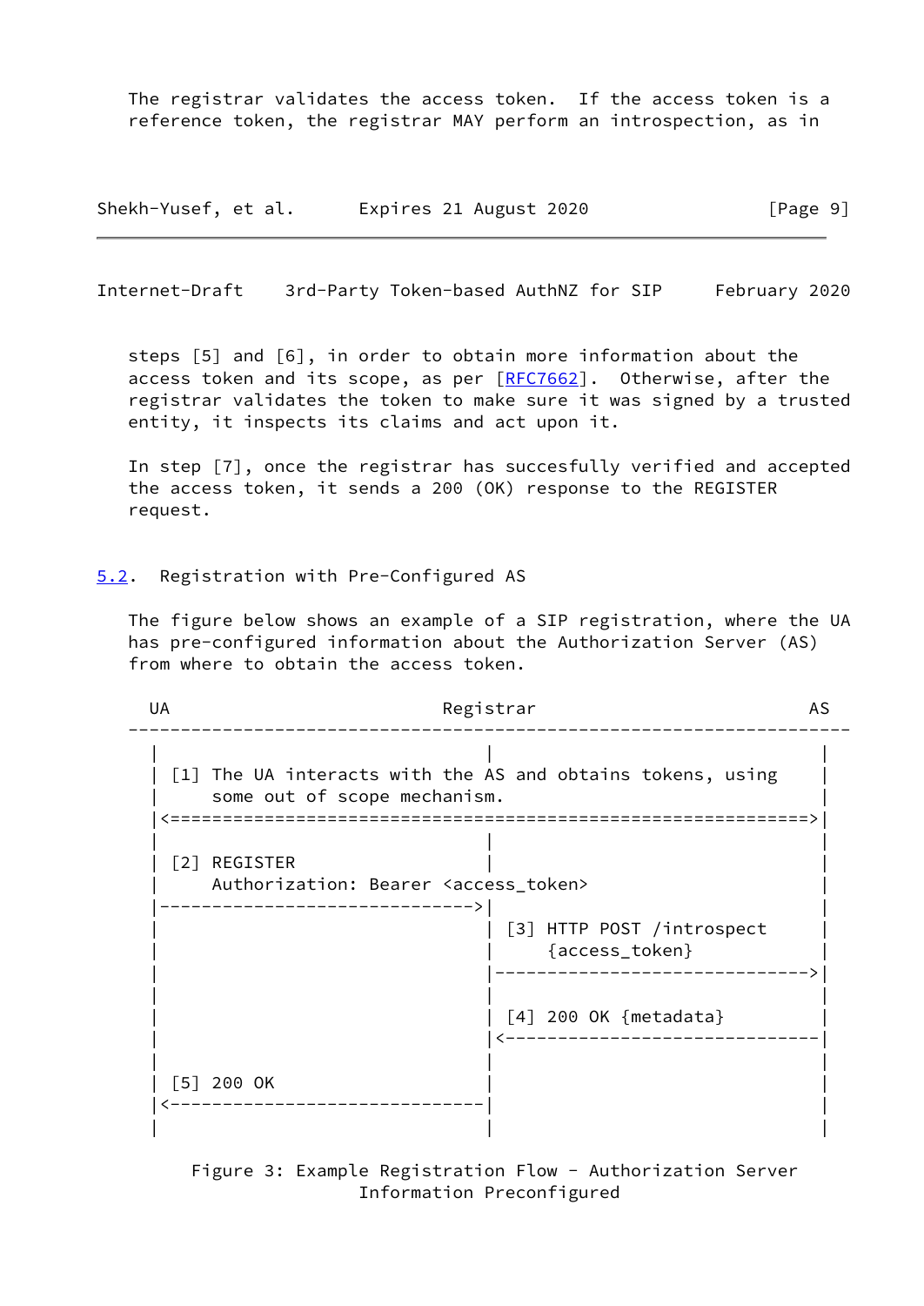The registrar validates the access token. If the access token is a reference token, the registrar MAY perform an introspection, as in steps [5] and [6], in order to obtain more information about the access token and its scope, as per [RFC7662]. Otherwise, after the registrar validates the token to make sure it was signed by a trusted entity, it inspects its claims and act upon it.

In step [7], once the registrar has succesfully verified and accepted the access token, it sends a 200 (OK) response to the REGISTER request.

## 5.2. Registration with Pre-Configured AS

The figure below shows an example of a SIP registration, where the UA has pre-configured information about the Authorization Server (AS) from where to obtain the access token.

```
  UA                         Registrar                             AS
---------------------------------------------------------------------
  |                              |                                  |
  | [1] The UA interacts with the AS and obtains tokens, using      |
  |     some out of scope mechanism.                                |
  |<===============================================================>|
  |                              |                                  |
  | [2] REGISTER                 |                                  |
  |     Authorization: Bearer <access_token>                        |
  |----------------------------->|                                  |
  |                              | [3] HTTP POST /introspect        |
  |                              |     {access_token}               |
  |                              |--------------------------------->|
  |                              |                                  |
  |                              | [4] 200 OK {metadata}            |
  |                              |<---------------------------------|
  |                              |                                  |
  | [5] 200 OK                   |                                  |
  |<-----------------------------|                                  |
  |                              |                                  |
```

Figure 3: Example Registration Flow - Authorization Server Information Preconfigured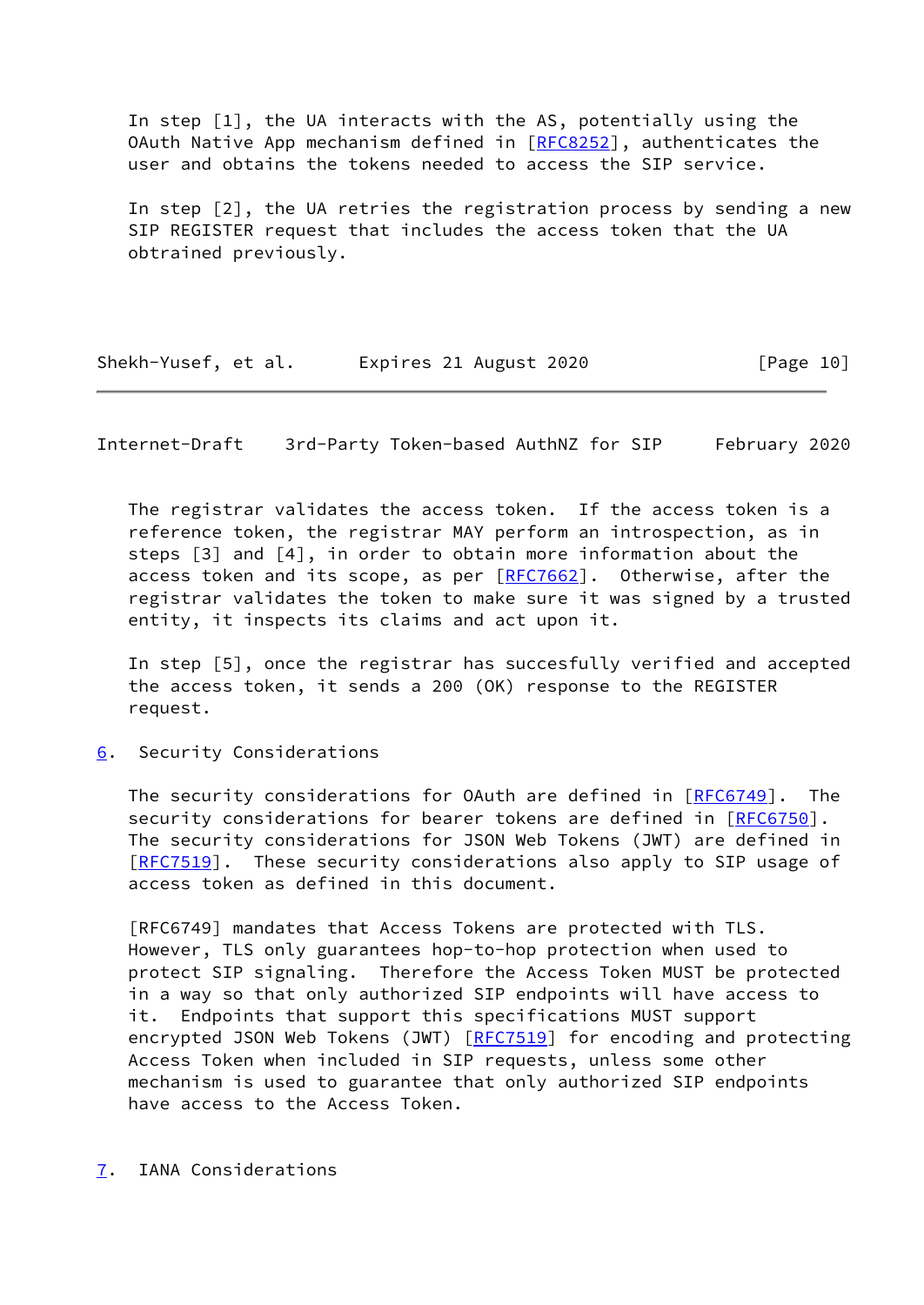In step [1], the UA interacts with the AS, potentially using the OAuth Native App mechanism defined in [RFC8252], authenticates the user and obtains the tokens needed to access the SIP service.

In step [2], the UA retries the registration process by sending a new SIP REGISTER request that includes the access token that the UA obtrained previously.

The registrar validates the access token. If the access token is a reference token, the registrar MAY perform an introspection, as in steps [3] and [4], in order to obtain more information about the access token and its scope, as per [RFC7662]. Otherwise, after the registrar validates the token to make sure it was signed by a trusted entity, it inspects its claims and act upon it.

In step [5], once the registrar has succesfully verified and accepted the access token, it sends a 200 (OK) response to the REGISTER request.

## 6. Security Considerations

The security considerations for OAuth are defined in [RFC6749]. The security considerations for bearer tokens are defined in [RFC6750]. The security considerations for JSON Web Tokens (JWT) are defined in [RFC7519]. These security considerations also apply to SIP usage of access token as defined in this document.

[RFC6749] mandates that Access Tokens are protected with TLS. However, TLS only guarantees hop-to-hop protection when used to protect SIP signaling. Therefore the Access Token MUST be protected in a way so that only authorized SIP endpoints will have access to it. Endpoints that support this specifications MUST support encrypted JSON Web Tokens (JWT) [RFC7519] for encoding and protecting Access Token when included in SIP requests, unless some other mechanism is used to guarantee that only authorized SIP endpoints have access to the Access Token.

## 7. IANA Considerations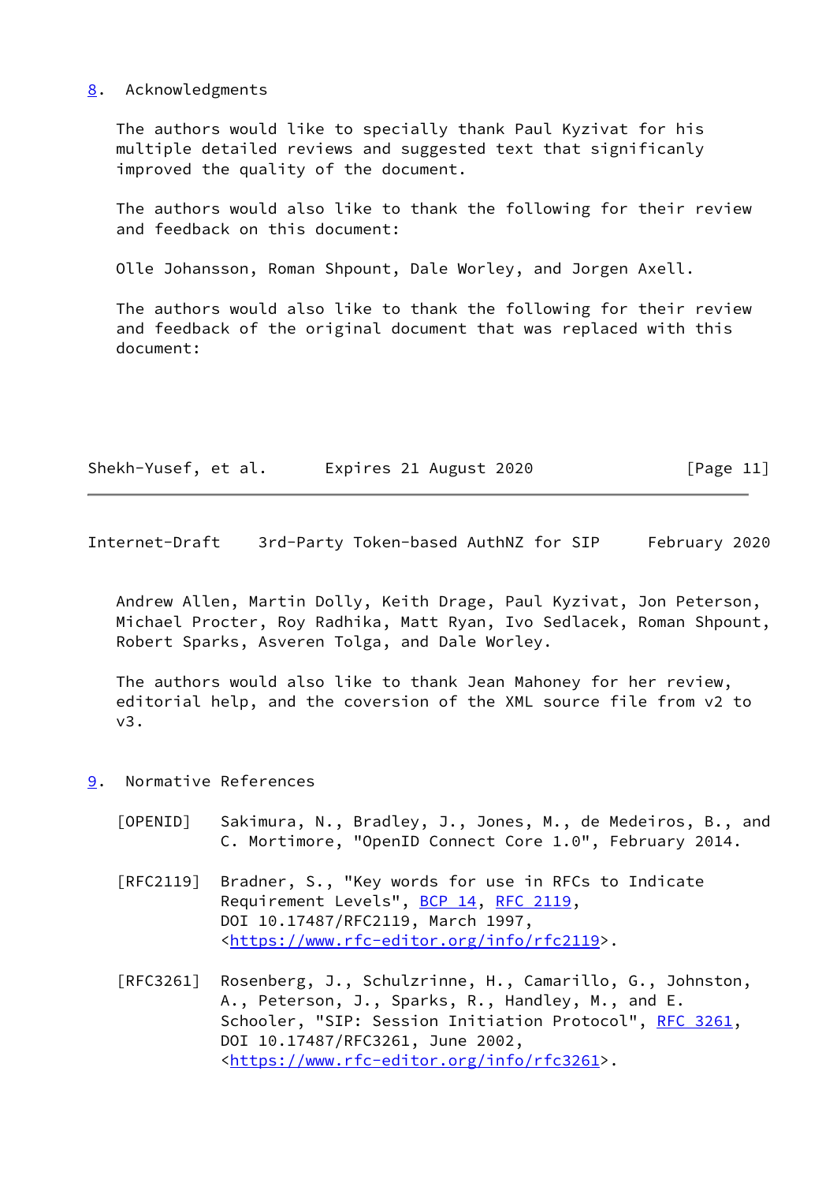## 8. Acknowledgments

The authors would like to specially thank Paul Kyzivat for his multiple detailed reviews and suggested text that significanly improved the quality of the document.

The authors would also like to thank the following for their review and feedback on this document:

Olle Johansson, Roman Shpount, Dale Worley, and Jorgen Axell.

The authors would also like to thank the following for their review and feedback of the original document that was replaced with this document:

Andrew Allen, Martin Dolly, Keith Drage, Paul Kyzivat, Jon Peterson, Michael Procter, Roy Radhika, Matt Ryan, Ivo Sedlacek, Roman Shpount, Robert Sparks, Asveren Tolga, and Dale Worley.

The authors would also like to thank Jean Mahoney for her review, editorial help, and the coversion of the XML source file from v2 to v3.

## 9. Normative References

[OPENID] Sakimura, N., Bradley, J., Jones, M., de Medeiros, B., and C. Mortimore, "OpenID Connect Core 1.0", February 2014.

[RFC2119] Bradner, S., "Key words for use in RFCs to Indicate Requirement Levels", BCP 14, RFC 2119, DOI 10.17487/RFC2119, March 1997, <https://www.rfc-editor.org/info/rfc2119>.

[RFC3261] Rosenberg, J., Schulzrinne, H., Camarillo, G., Johnston, A., Peterson, J., Sparks, R., Handley, M., and E. Schooler, "SIP: Session Initiation Protocol", RFC 3261, DOI 10.17487/RFC3261, June 2002, <https://www.rfc-editor.org/info/rfc3261>.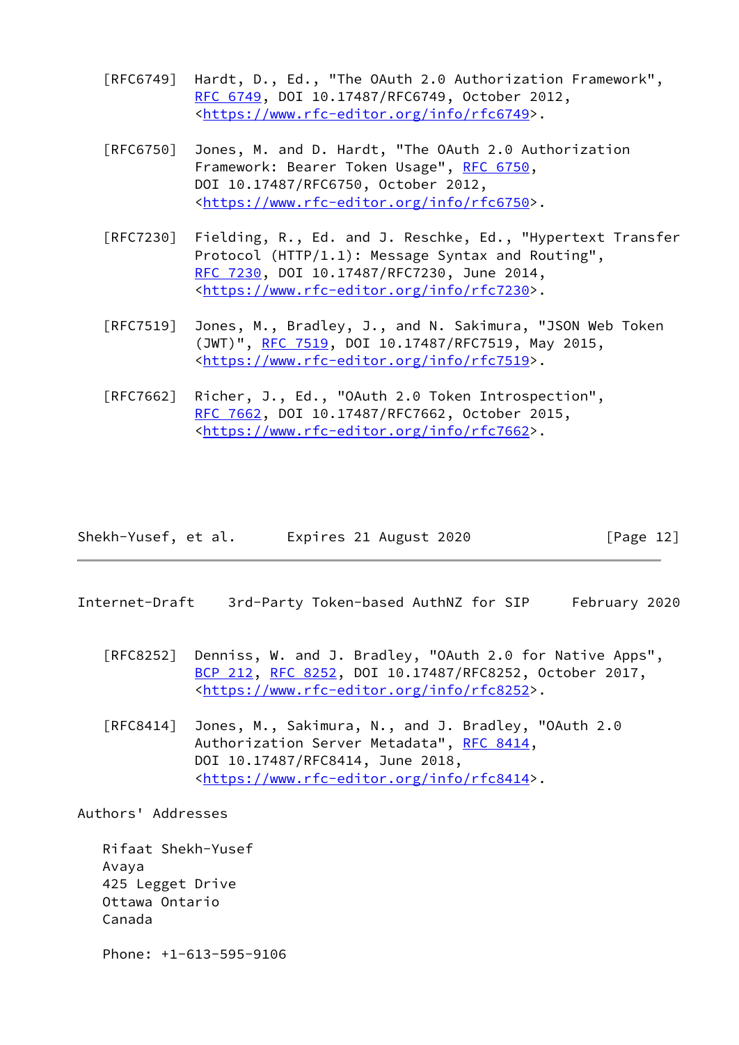[RFC6749] Hardt, D., Ed., "The OAuth 2.0 Authorization Framework", RFC 6749, DOI 10.17487/RFC6749, October 2012, <https://www.rfc-editor.org/info/rfc6749>.

[RFC6750] Jones, M. and D. Hardt, "The OAuth 2.0 Authorization Framework: Bearer Token Usage", RFC 6750, DOI 10.17487/RFC6750, October 2012, <https://www.rfc-editor.org/info/rfc6750>.

[RFC7230] Fielding, R., Ed. and J. Reschke, Ed., "Hypertext Transfer Protocol (HTTP/1.1): Message Syntax and Routing", RFC 7230, DOI 10.17487/RFC7230, June 2014, <https://www.rfc-editor.org/info/rfc7230>.

[RFC7519] Jones, M., Bradley, J., and N. Sakimura, "JSON Web Token (JWT)", RFC 7519, DOI 10.17487/RFC7519, May 2015, <https://www.rfc-editor.org/info/rfc7519>.

[RFC7662] Richer, J., Ed., "OAuth 2.0 Token Introspection", RFC 7662, DOI 10.17487/RFC7662, October 2015, <https://www.rfc-editor.org/info/rfc7662>.

[RFC8252] Denniss, W. and J. Bradley, "OAuth 2.0 for Native Apps", BCP 212, RFC 8252, DOI 10.17487/RFC8252, October 2017, <https://www.rfc-editor.org/info/rfc8252>.

[RFC8414] Jones, M., Sakimura, N., and J. Bradley, "OAuth 2.0 Authorization Server Metadata", RFC 8414, DOI 10.17487/RFC8414, June 2018, <https://www.rfc-editor.org/info/rfc8414>.

## Authors' Addresses

Rifaat Shekh-Yusef
Avaya
425 Legget Drive
Ottawa Ontario
Canada

Phone: +1-613-595-9106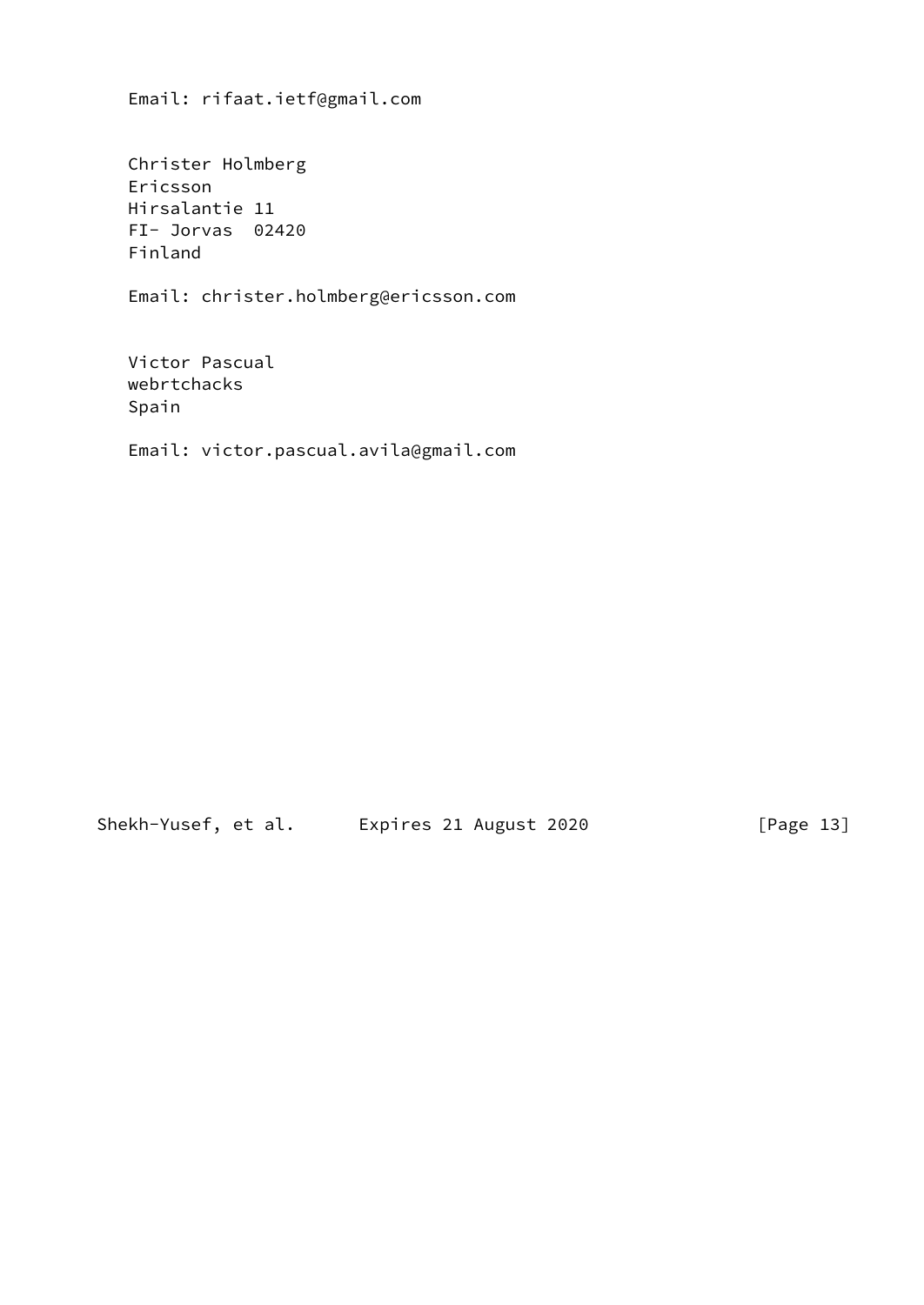Email: rifaat.ietf@gmail.com

Christer Holmberg
Ericsson
Hirsalantie 11
FI- Jorvas  02420
Finland

Email: christer.holmberg@ericsson.com

Victor Pascual
webrtchacks
Spain

Email: victor.pascual.avila@gmail.com